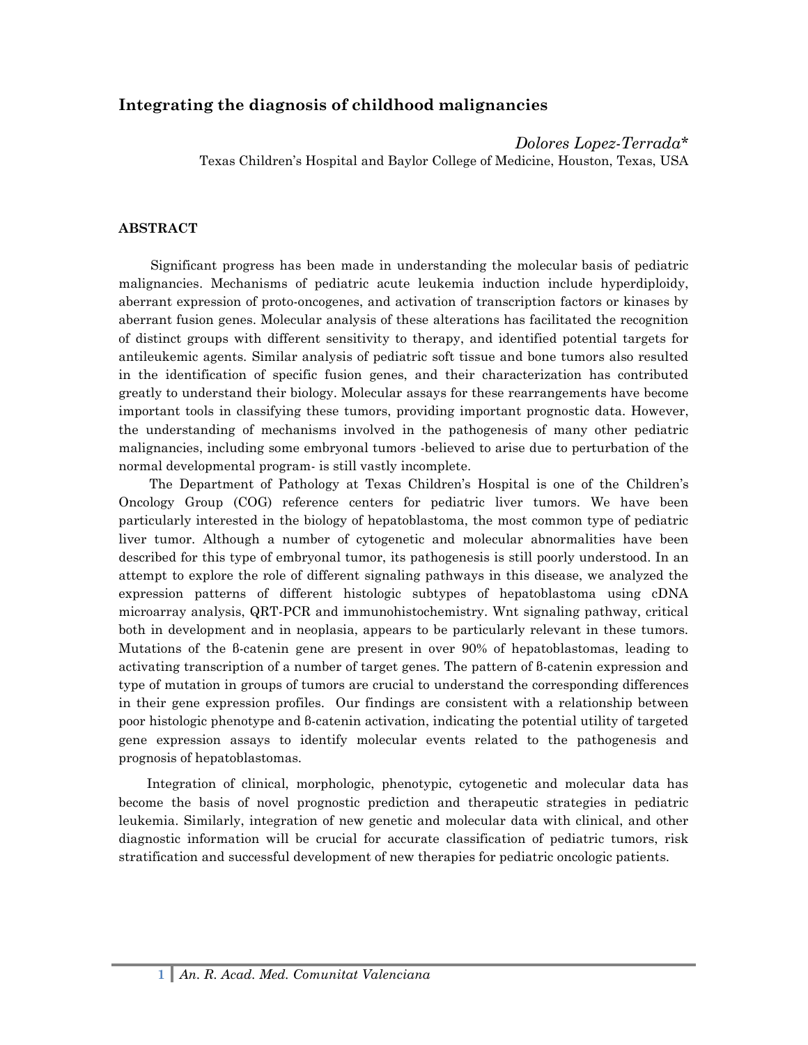# Integrating the diagnosis of childhood malignancies

*Dolores Lopez-Terrada**
Texas Children's Hospital and Baylor College of Medicine, Houston, Texas, USA

## ABSTRACT

Significant progress has been made in understanding the molecular basis of pediatric malignancies. Mechanisms of pediatric acute leukemia induction include hyperdiploidy, aberrant expression of proto-oncogenes, and activation of transcription factors or kinases by aberrant fusion genes. Molecular analysis of these alterations has facilitated the recognition of distinct groups with different sensitivity to therapy, and identified potential targets for antileukemic agents. Similar analysis of pediatric soft tissue and bone tumors also resulted in the identification of specific fusion genes, and their characterization has contributed greatly to understand their biology. Molecular assays for these rearrangements have become important tools in classifying these tumors, providing important prognostic data. However, the understanding of mechanisms involved in the pathogenesis of many other pediatric malignancies, including some embryonal tumors -believed to arise due to perturbation of the normal developmental program- is still vastly incomplete.

The Department of Pathology at Texas Children's Hospital is one of the Children's Oncology Group (COG) reference centers for pediatric liver tumors. We have been particularly interested in the biology of hepatoblastoma, the most common type of pediatric liver tumor. Although a number of cytogenetic and molecular abnormalities have been described for this type of embryonal tumor, its pathogenesis is still poorly understood. In an attempt to explore the role of different signaling pathways in this disease, we analyzed the expression patterns of different histologic subtypes of hepatoblastoma using cDNA microarray analysis, QRT-PCR and immunohistochemistry. Wnt signaling pathway, critical both in development and in neoplasia, appears to be particularly relevant in these tumors. Mutations of the β-catenin gene are present in over 90% of hepatoblastomas, leading to activating transcription of a number of target genes. The pattern of β-catenin expression and type of mutation in groups of tumors are crucial to understand the corresponding differences in their gene expression profiles. Our findings are consistent with a relationship between poor histologic phenotype and β-catenin activation, indicating the potential utility of targeted gene expression assays to identify molecular events related to the pathogenesis and prognosis of hepatoblastomas.

Integration of clinical, morphologic, phenotypic, cytogenetic and molecular data has become the basis of novel prognostic prediction and therapeutic strategies in pediatric leukemia. Similarly, integration of new genetic and molecular data with clinical, and other diagnostic information will be crucial for accurate classification of pediatric tumors, risk stratification and successful development of new therapies for pediatric oncologic patients.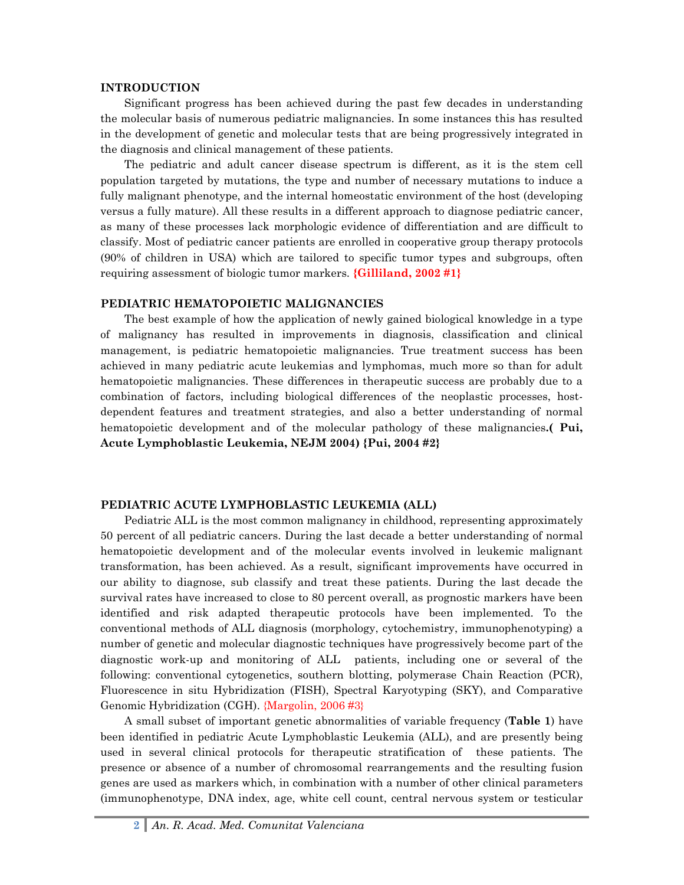## INTRODUCTION

Significant progress has been achieved during the past few decades in understanding the molecular basis of numerous pediatric malignancies. In some instances this has resulted in the development of genetic and molecular tests that are being progressively integrated in the diagnosis and clinical management of these patients.

The pediatric and adult cancer disease spectrum is different, as it is the stem cell population targeted by mutations, the type and number of necessary mutations to induce a fully malignant phenotype, and the internal homeostatic environment of the host (developing versus a fully mature). All these results in a different approach to diagnose pediatric cancer, as many of these processes lack morphologic evidence of differentiation and are difficult to classify. Most of pediatric cancer patients are enrolled in cooperative group therapy protocols (90% of children in USA) which are tailored to specific tumor types and subgroups, often requiring assessment of biologic tumor markers. **{Gilliland, 2002 #1}**

## PEDIATRIC HEMATOPOIETIC MALIGNANCIES

The best example of how the application of newly gained biological knowledge in a type of malignancy has resulted in improvements in diagnosis, classification and clinical management, is pediatric hematopoietic malignancies. True treatment success has been achieved in many pediatric acute leukemias and lymphomas, much more so than for adult hematopoietic malignancies. These differences in therapeutic success are probably due to a combination of factors, including biological differences of the neoplastic processes, host-dependent features and treatment strategies, and also a better understanding of normal hematopoietic development and of the molecular pathology of these malignancies**.( Pui, Acute Lymphoblastic Leukemia, NEJM 2004) {Pui, 2004 #2}**

## PEDIATRIC ACUTE LYMPHOBLASTIC LEUKEMIA (ALL)

Pediatric ALL is the most common malignancy in childhood, representing approximately 50 percent of all pediatric cancers. During the last decade a better understanding of normal hematopoietic development and of the molecular events involved in leukemic malignant transformation, has been achieved. As a result, significant improvements have occurred in our ability to diagnose, sub classify and treat these patients. During the last decade the survival rates have increased to close to 80 percent overall, as prognostic markers have been identified and risk adapted therapeutic protocols have been implemented. To the conventional methods of ALL diagnosis (morphology, cytochemistry, immunophenotyping) a number of genetic and molecular diagnostic techniques have progressively become part of the diagnostic work-up and monitoring of ALL patients, including one or several of the following: conventional cytogenetics, southern blotting, polymerase Chain Reaction (PCR), Fluorescence in situ Hybridization (FISH), Spectral Karyotyping (SKY), and Comparative Genomic Hybridization (CGH). {Margolin, 2006 #3}

A small subset of important genetic abnormalities of variable frequency (**Table 1**) have been identified in pediatric Acute Lymphoblastic Leukemia (ALL), and are presently being used in several clinical protocols for therapeutic stratification of these patients. The presence or absence of a number of chromosomal rearrangements and the resulting fusion genes are used as markers which, in combination with a number of other clinical parameters (immunophenotype, DNA index, age, white cell count, central nervous system or testicular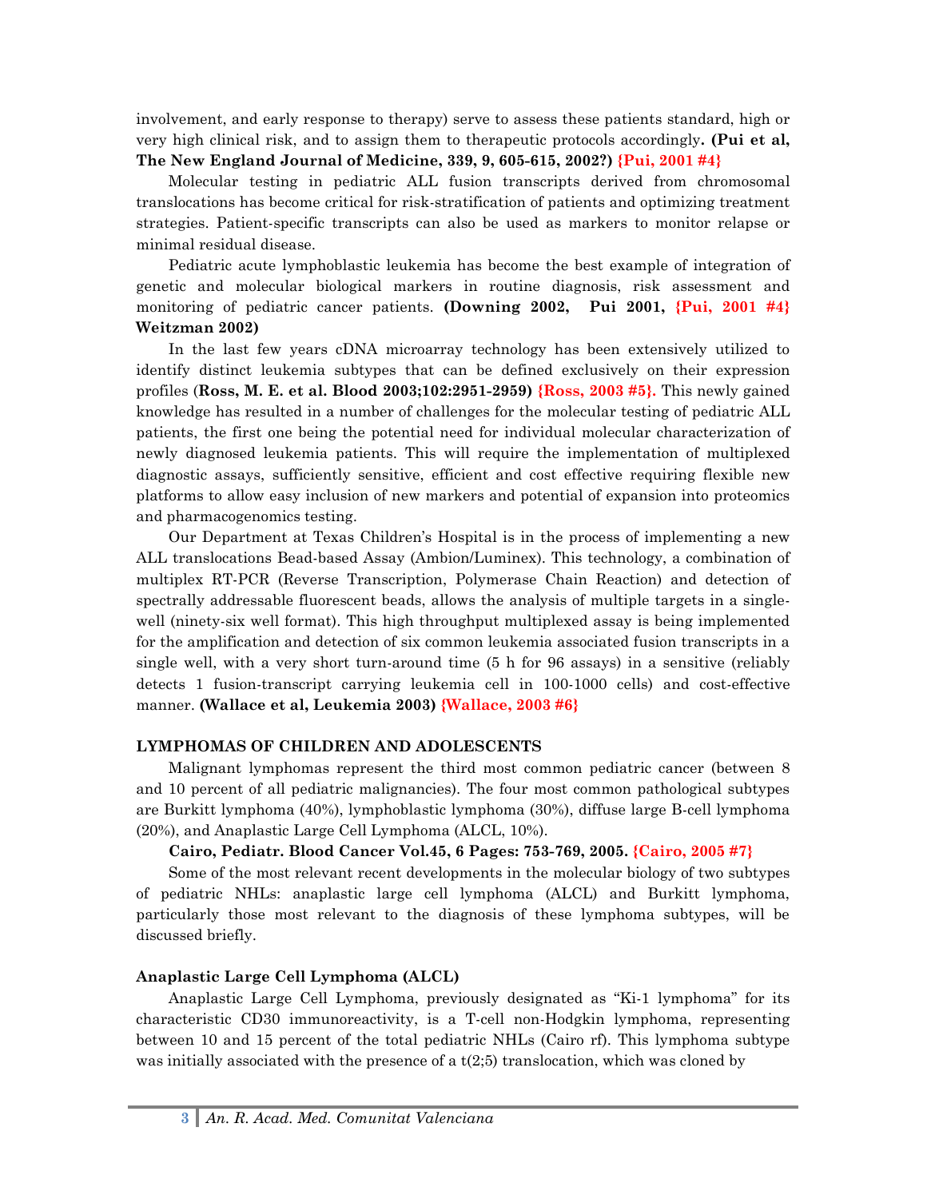involvement, and early response to therapy) serve to assess these patients standard, high or very high clinical risk, and to assign them to therapeutic protocols accordingly**. (Pui et al, The New England Journal of Medicine, 339, 9, 605-615, 2002?)** **{Pui, 2001 #4}**

Molecular testing in pediatric ALL fusion transcripts derived from chromosomal translocations has become critical for risk-stratification of patients and optimizing treatment strategies. Patient-specific transcripts can also be used as markers to monitor relapse or minimal residual disease.

Pediatric acute lymphoblastic leukemia has become the best example of integration of genetic and molecular biological markers in routine diagnosis, risk assessment and monitoring of pediatric cancer patients. **(Downing 2002, Pui 2001, {Pui, 2001 #4} Weitzman 2002)**

In the last few years cDNA microarray technology has been extensively utilized to identify distinct leukemia subtypes that can be defined exclusively on their expression profiles (**Ross, M. E. et al. Blood 2003;102:2951-2959)** **{Ross, 2003 #5}.** This newly gained knowledge has resulted in a number of challenges for the molecular testing of pediatric ALL patients, the first one being the potential need for individual molecular characterization of newly diagnosed leukemia patients. This will require the implementation of multiplexed diagnostic assays, sufficiently sensitive, efficient and cost effective requiring flexible new platforms to allow easy inclusion of new markers and potential of expansion into proteomics and pharmacogenomics testing.

Our Department at Texas Children's Hospital is in the process of implementing a new ALL translocations Bead-based Assay (Ambion/Luminex). This technology, a combination of multiplex RT-PCR (Reverse Transcription, Polymerase Chain Reaction) and detection of spectrally addressable fluorescent beads, allows the analysis of multiple targets in a single-well (ninety-six well format). This high throughput multiplexed assay is being implemented for the amplification and detection of six common leukemia associated fusion transcripts in a single well, with a very short turn-around time (5 h for 96 assays) in a sensitive (reliably detects 1 fusion-transcript carrying leukemia cell in 100-1000 cells) and cost-effective manner. **(Wallace et al, Leukemia 2003)** **{Wallace, 2003 #6}**

### LYMPHOMAS OF CHILDREN AND ADOLESCENTS

Malignant lymphomas represent the third most common pediatric cancer (between 8 and 10 percent of all pediatric malignancies). The four most common pathological subtypes are Burkitt lymphoma (40%), lymphoblastic lymphoma (30%), diffuse large B-cell lymphoma (20%), and Anaplastic Large Cell Lymphoma (ALCL, 10%).

**Cairo, Pediatr. Blood Cancer Vol.45, 6 Pages: 753-769, 2005. {Cairo, 2005 #7}**

Some of the most relevant recent developments in the molecular biology of two subtypes of pediatric NHLs: anaplastic large cell lymphoma (ALCL) and Burkitt lymphoma, particularly those most relevant to the diagnosis of these lymphoma subtypes, will be discussed briefly.

#### Anaplastic Large Cell Lymphoma (ALCL)

Anaplastic Large Cell Lymphoma, previously designated as "Ki-1 lymphoma" for its characteristic CD30 immunoreactivity, is a T-cell non-Hodgkin lymphoma, representing between 10 and 15 percent of the total pediatric NHLs (Cairo rf). This lymphoma subtype was initially associated with the presence of a t(2;5) translocation, which was cloned by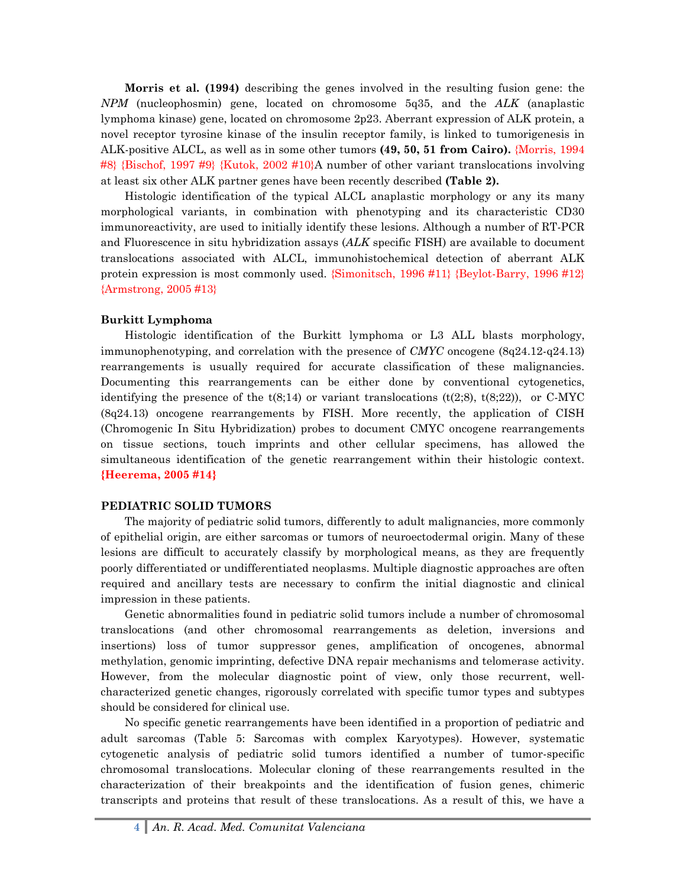**Morris et al. (1994)** describing the genes involved in the resulting fusion gene: the *NPM* (nucleophosmin) gene, located on chromosome 5q35, and the *ALK* (anaplastic lymphoma kinase) gene, located on chromosome 2p23. Aberrant expression of ALK protein, a novel receptor tyrosine kinase of the insulin receptor family, is linked to tumorigenesis in ALK-positive ALCL, as well as in some other tumors **(49, 50, 51 from Cairo).** {Morris, 1994 #8} {Bischof, 1997 #9} {Kutok, 2002 #10}A number of other variant translocations involving at least six other ALK partner genes have been recently described **(Table 2).**

Histologic identification of the typical ALCL anaplastic morphology or any its many morphological variants, in combination with phenotyping and its characteristic CD30 immunoreactivity, are used to initially identify these lesions. Although a number of RT-PCR and Fluorescence in situ hybridization assays (*ALK* specific FISH) are available to document translocations associated with ALCL, immunohistochemical detection of aberrant ALK protein expression is most commonly used. {Simonitsch, 1996 #11} {Beylot-Barry, 1996 #12} {Armstrong, 2005 #13}

### Burkitt Lymphoma

Histologic identification of the Burkitt lymphoma or L3 ALL blasts morphology, immunophenotyping, and correlation with the presence of *CMYC* oncogene (8q24.12-q24.13) rearrangements is usually required for accurate classification of these malignancies. Documenting this rearrangements can be either done by conventional cytogenetics, identifying the presence of the t(8;14) or variant translocations (t(2;8), t(8;22)), or C-MYC (8q24.13) oncogene rearrangements by FISH. More recently, the application of CISH (Chromogenic In Situ Hybridization) probes to document CMYC oncogene rearrangements on tissue sections, touch imprints and other cellular specimens, has allowed the simultaneous identification of the genetic rearrangement within their histologic context. **{Heerema, 2005 #14}**

## PEDIATRIC SOLID TUMORS

The majority of pediatric solid tumors, differently to adult malignancies, more commonly of epithelial origin, are either sarcomas or tumors of neuroectodermal origin. Many of these lesions are difficult to accurately classify by morphological means, as they are frequently poorly differentiated or undifferentiated neoplasms. Multiple diagnostic approaches are often required and ancillary tests are necessary to confirm the initial diagnostic and clinical impression in these patients.

Genetic abnormalities found in pediatric solid tumors include a number of chromosomal translocations (and other chromosomal rearrangements as deletion, inversions and insertions) loss of tumor suppressor genes, amplification of oncogenes, abnormal methylation, genomic imprinting, defective DNA repair mechanisms and telomerase activity. However, from the molecular diagnostic point of view, only those recurrent, well-characterized genetic changes, rigorously correlated with specific tumor types and subtypes should be considered for clinical use.

No specific genetic rearrangements have been identified in a proportion of pediatric and adult sarcomas (Table 5: Sarcomas with complex Karyotypes). However, systematic cytogenetic analysis of pediatric solid tumors identified a number of tumor-specific chromosomal translocations. Molecular cloning of these rearrangements resulted in the characterization of their breakpoints and the identification of fusion genes, chimeric transcripts and proteins that result of these translocations. As a result of this, we have a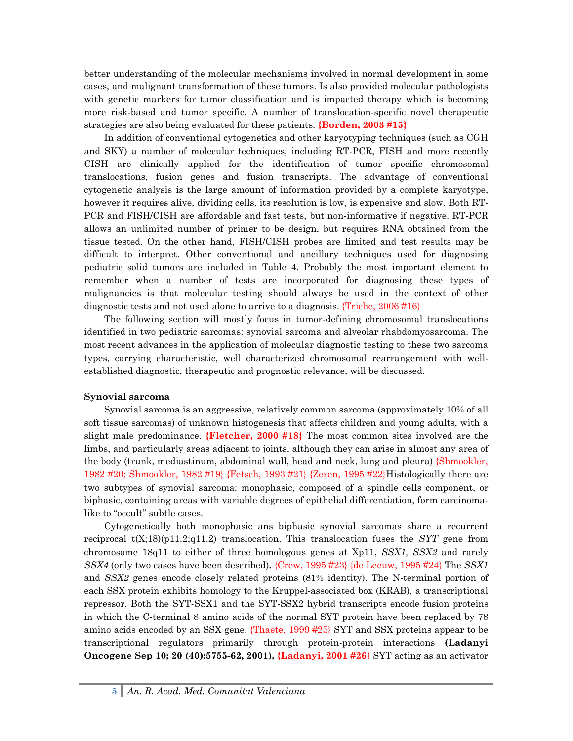better understanding of the molecular mechanisms involved in normal development in some cases, and malignant transformation of these tumors. Is also provided molecular pathologists with genetic markers for tumor classification and is impacted therapy which is becoming more risk-based and tumor specific. A number of translocation-specific novel therapeutic strategies are also being evaluated for these patients. **{Borden, 2003 #15}**

In addition of conventional cytogenetics and other karyotyping techniques (such as CGH and SKY) a number of molecular techniques, including RT-PCR, FISH and more recently CISH are clinically applied for the identification of tumor specific chromosomal translocations, fusion genes and fusion transcripts. The advantage of conventional cytogenetic analysis is the large amount of information provided by a complete karyotype, however it requires alive, dividing cells, its resolution is low, is expensive and slow. Both RT-PCR and FISH/CISH are affordable and fast tests, but non-informative if negative. RT-PCR allows an unlimited number of primer to be design, but requires RNA obtained from the tissue tested. On the other hand, FISH/CISH probes are limited and test results may be difficult to interpret. Other conventional and ancillary techniques used for diagnosing pediatric solid tumors are included in Table 4. Probably the most important element to remember when a number of tests are incorporated for diagnosing these types of malignancies is that molecular testing should always be used in the context of other diagnostic tests and not used alone to arrive to a diagnosis. {Triche, 2006 #16}

The following section will mostly focus in tumor-defining chromosomal translocations identified in two pediatric sarcomas: synovial sarcoma and alveolar rhabdomyosarcoma. The most recent advances in the application of molecular diagnostic testing to these two sarcoma types, carrying characteristic, well characterized chromosomal rearrangement with well-established diagnostic, therapeutic and prognostic relevance, will be discussed.

**Synovial sarcoma**

Synovial sarcoma is an aggressive, relatively common sarcoma (approximately 10% of all soft tissue sarcomas) of unknown histogenesis that affects children and young adults, with a slight male predominance. **{Fletcher, 2000 #18}** The most common sites involved are the limbs, and particularly areas adjacent to joints, although they can arise in almost any area of the body (trunk, mediastinum, abdominal wall, head and neck, lung and pleura) {Shmookler, 1982 #20; Shmookler, 1982 #19} {Fetsch, 1993 #21} {Zeren, 1995 #22}Histologically there are two subtypes of synovial sarcoma: monophasic, composed of a spindle cells component, or biphasic, containing areas with variable degrees of epithelial differentiation, form carcinoma-like to "occult" subtle cases.

Cytogenetically both monophasic ans biphasic synovial sarcomas share a recurrent reciprocal t(X;18)(p11.2;q11.2) translocation. This translocation fuses the *SYT* gene from chromosome 18q11 to either of three homologous genes at Xp11, *SSX1, SSX2* and rarely *SSX4* (only two cases have been described)**.** {Crew, 1995 #23} {de Leeuw, 1995 #24} The *SSX1* and *SSX2* genes encode closely related proteins (81% identity). The N-terminal portion of each SSX protein exhibits homology to the Kruppel-associated box (KRAB), a transcriptional repressor. Both the SYT-SSX1 and the SYT-SSX2 hybrid transcripts encode fusion proteins in which the C-terminal 8 amino acids of the normal SYT protein have been replaced by 78 amino acids encoded by an SSX gene. {Thaete, 1999 #25} SYT and SSX proteins appear to be transcriptional regulators primarily through protein-protein interactions **(Ladanyi Oncogene Sep 10; 20 (40):5755-62, 2001), {Ladanyi, 2001 #26}** SYT acting as an activator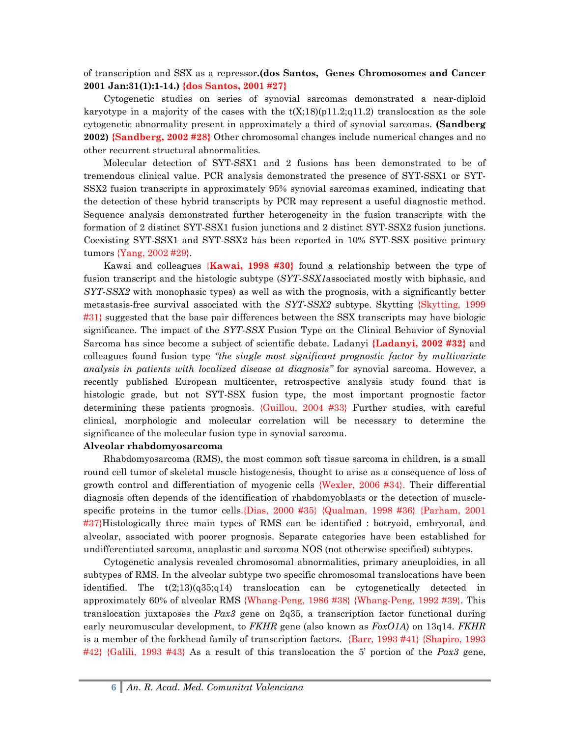of transcription and SSX as a repressor.**(dos Santos, Genes Chromosomes and Cancer 2001 Jan:31(1):1-14.)** **{dos Santos, 2001 #27}**

Cytogenetic studies on series of synovial sarcomas demonstrated a near-diploid karyotype in a majority of the cases with the t(X;18)(p11.2;q11.2) translocation as the sole cytogenetic abnormality present in approximately a third of synovial sarcomas. **(Sandberg 2002)** **{Sandberg, 2002 #28}** Other chromosomal changes include numerical changes and no other recurrent structural abnormalities.

Molecular detection of SYT-SSX1 and 2 fusions has been demonstrated to be of tremendous clinical value. PCR analysis demonstrated the presence of SYT-SSX1 or SYT-SSX2 fusion transcripts in approximately 95% synovial sarcomas examined, indicating that the detection of these hybrid transcripts by PCR may represent a useful diagnostic method. Sequence analysis demonstrated further heterogeneity in the fusion transcripts with the formation of 2 distinct SYT-SSX1 fusion junctions and 2 distinct SYT-SSX2 fusion junctions. Coexisting SYT-SSX1 and SYT-SSX2 has been reported in 10% SYT-SSX positive primary tumors {Yang, 2002 #29}.

Kawai and colleagues **{Kawai, 1998 #30}** found a relationship between the type of fusion transcript and the histologic subtype (*SYT-SSX1*associated mostly with biphasic, and *SYT-SSX2* with monophasic types) as well as with the prognosis, with a significantly better metastasis-free survival associated with the *SYT-SSX2* subtype. Skytting {Skytting, 1999 #31} suggested that the base pair differences between the SSX transcripts may have biologic significance. The impact of the *SYT-SSX* Fusion Type on the Clinical Behavior of Synovial Sarcoma has since become a subject of scientific debate. Ladanyi **{Ladanyi, 2002 #32}** and colleagues found fusion type *"the single most significant prognostic factor by multivariate analysis in patients with localized disease at diagnosis"* for synovial sarcoma. However, a recently published European multicenter, retrospective analysis study found that is histologic grade, but not SYT-SSX fusion type, the most important prognostic factor determining these patients prognosis. {Guillou, 2004 #33} Further studies, with careful clinical, morphologic and molecular correlation will be necessary to determine the significance of the molecular fusion type in synovial sarcoma.

**Alveolar rhabdomyosarcoma**

Rhabdomyosarcoma (RMS), the most common soft tissue sarcoma in children, is a small round cell tumor of skeletal muscle histogenesis, thought to arise as a consequence of loss of growth control and differentiation of myogenic cells {Wexler, 2006 #34}. Their differential diagnosis often depends of the identification of rhabdomyoblasts or the detection of muscle-specific proteins in the tumor cells.{Dias, 2000 #35} {Qualman, 1998 #36} {Parham, 2001 #37}Histologically three main types of RMS can be identified : botryoid, embryonal, and alveolar, associated with poorer prognosis. Separate categories have been established for undifferentiated sarcoma, anaplastic and sarcoma NOS (not otherwise specified) subtypes.

Cytogenetic analysis revealed chromosomal abnormalities, primary aneuploidies, in all subtypes of RMS. In the alveolar subtype two specific chromosomal translocations have been identified. The t(2;13)(q35;q14) translocation can be cytogenetically detected in approximately 60% of alveolar RMS {Whang-Peng, 1986 #38} {Whang-Peng, 1992 #39}. This translocation juxtaposes the *Pax3* gene on 2q35, a transcription factor functional during early neuromuscular development, to *FKHR* gene (also known as *FoxO1A*) on 13q14. *FKHR* is a member of the forkhead family of transcription factors. {Barr, 1993 #41} {Shapiro, 1993 #42} {Galili, 1993 #43} As a result of this translocation the 5' portion of the *Pax3* gene,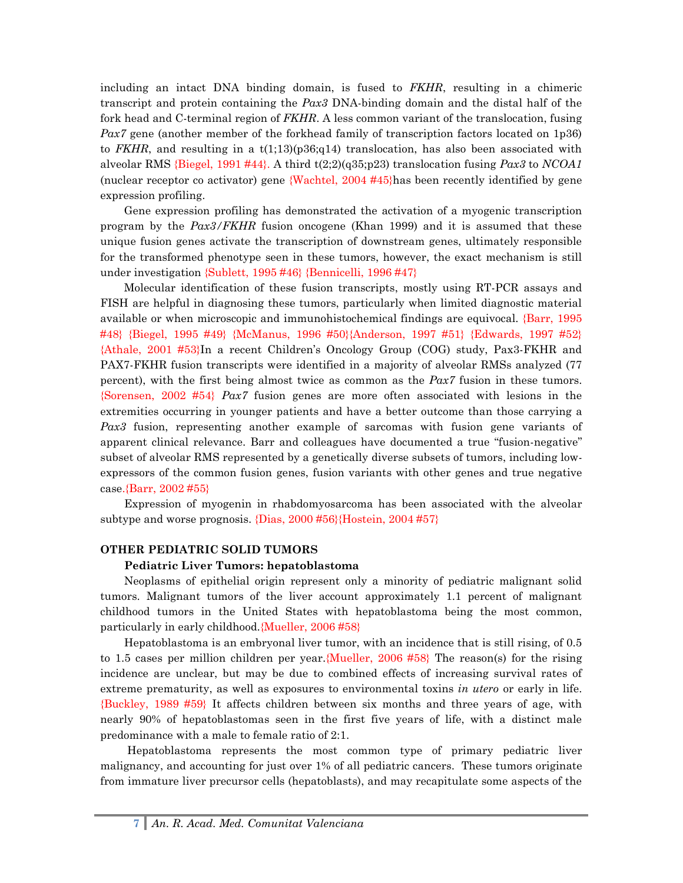including an intact DNA binding domain, is fused to *FKHR*, resulting in a chimeric transcript and protein containing the *Pax3* DNA-binding domain and the distal half of the fork head and C-terminal region of *FKHR*. A less common variant of the translocation, fusing *Pax7* gene (another member of the forkhead family of transcription factors located on 1p36) to *FKHR*, and resulting in a t(1;13)(p36;q14) translocation, has also been associated with alveolar RMS {Biegel, 1991 #44}. A third t(2;2)(q35;p23) translocation fusing *Pax3* to *NCOA1* (nuclear receptor co activator) gene {Wachtel, 2004 #45}has been recently identified by gene expression profiling.

Gene expression profiling has demonstrated the activation of a myogenic transcription program by the *Pax3/FKHR* fusion oncogene (Khan 1999) and it is assumed that these unique fusion genes activate the transcription of downstream genes, ultimately responsible for the transformed phenotype seen in these tumors, however, the exact mechanism is still under investigation {Sublett, 1995 #46} {Bennicelli, 1996 #47}

Molecular identification of these fusion transcripts, mostly using RT-PCR assays and FISH are helpful in diagnosing these tumors, particularly when limited diagnostic material available or when microscopic and immunohistochemical findings are equivocal. {Barr, 1995 #48} {Biegel, 1995 #49} {McManus, 1996 #50}{Anderson, 1997 #51} {Edwards, 1997 #52} {Athale, 2001 #53}In a recent Children's Oncology Group (COG) study, Pax3-FKHR and PAX7-FKHR fusion transcripts were identified in a majority of alveolar RMSs analyzed (77 percent), with the first being almost twice as common as the *Pax7* fusion in these tumors. {Sorensen, 2002 #54} *Pax7* fusion genes are more often associated with lesions in the extremities occurring in younger patients and have a better outcome than those carrying a *Pax3* fusion, representing another example of sarcomas with fusion gene variants of apparent clinical relevance. Barr and colleagues have documented a true "fusion-negative" subset of alveolar RMS represented by a genetically diverse subsets of tumors, including low-expressors of the common fusion genes, fusion variants with other genes and true negative case.{Barr, 2002 #55}

Expression of myogenin in rhabdomyosarcoma has been associated with the alveolar subtype and worse prognosis. {Dias, 2000 #56}{Hostein, 2004 #57}

## OTHER PEDIATRIC SOLID TUMORS

### Pediatric Liver Tumors: hepatoblastoma

Neoplasms of epithelial origin represent only a minority of pediatric malignant solid tumors. Malignant tumors of the liver account approximately 1.1 percent of malignant childhood tumors in the United States with hepatoblastoma being the most common, particularly in early childhood.{Mueller, 2006 #58}

Hepatoblastoma is an embryonal liver tumor, with an incidence that is still rising, of 0.5 to 1.5 cases per million children per year.{Mueller, 2006 #58} The reason(s) for the rising incidence are unclear, but may be due to combined effects of increasing survival rates of extreme prematurity, as well as exposures to environmental toxins *in utero* or early in life. {Buckley, 1989 #59} It affects children between six months and three years of age, with nearly 90% of hepatoblastomas seen in the first five years of life, with a distinct male predominance with a male to female ratio of 2:1.

Hepatoblastoma represents the most common type of primary pediatric liver malignancy, and accounting for just over 1% of all pediatric cancers. These tumors originate from immature liver precursor cells (hepatoblasts), and may recapitulate some aspects of the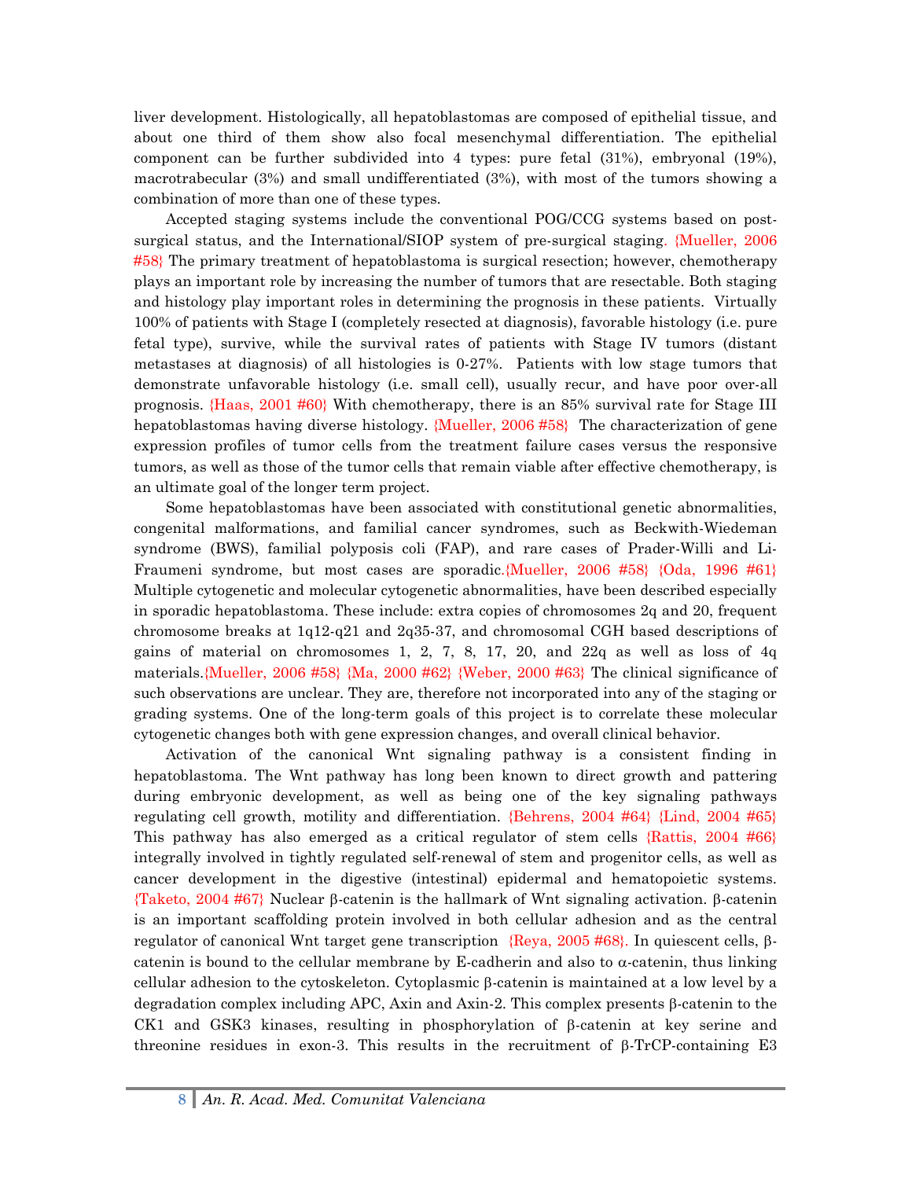liver development. Histologically, all hepatoblastomas are composed of epithelial tissue, and about one third of them show also focal mesenchymal differentiation. The epithelial component can be further subdivided into 4 types: pure fetal (31%), embryonal (19%), macrotrabecular (3%) and small undifferentiated (3%), with most of the tumors showing a combination of more than one of these types.

Accepted staging systems include the conventional POG/CCG systems based on post-surgical status, and the International/SIOP system of pre-surgical staging. {Mueller, 2006 #58} The primary treatment of hepatoblastoma is surgical resection; however, chemotherapy plays an important role by increasing the number of tumors that are resectable. Both staging and histology play important roles in determining the prognosis in these patients. Virtually 100% of patients with Stage I (completely resected at diagnosis), favorable histology (i.e. pure fetal type), survive, while the survival rates of patients with Stage IV tumors (distant metastases at diagnosis) of all histologies is 0-27%. Patients with low stage tumors that demonstrate unfavorable histology (i.e. small cell), usually recur, and have poor over-all prognosis. {Haas, 2001 #60} With chemotherapy, there is an 85% survival rate for Stage III hepatoblastomas having diverse histology. {Mueller, 2006 #58} The characterization of gene expression profiles of tumor cells from the treatment failure cases versus the responsive tumors, as well as those of the tumor cells that remain viable after effective chemotherapy, is an ultimate goal of the longer term project.

Some hepatoblastomas have been associated with constitutional genetic abnormalities, congenital malformations, and familial cancer syndromes, such as Beckwith-Wiedeman syndrome (BWS), familial polyposis coli (FAP), and rare cases of Prader-Willi and Li-Fraumeni syndrome, but most cases are sporadic.{Mueller, 2006 #58} {Oda, 1996 #61} Multiple cytogenetic and molecular cytogenetic abnormalities, have been described especially in sporadic hepatoblastoma. These include: extra copies of chromosomes 2q and 20, frequent chromosome breaks at 1q12-q21 and 2q35-37, and chromosomal CGH based descriptions of gains of material on chromosomes 1, 2, 7, 8, 17, 20, and 22q as well as loss of 4q materials.{Mueller, 2006 #58} {Ma, 2000 #62} {Weber, 2000 #63} The clinical significance of such observations are unclear. They are, therefore not incorporated into any of the staging or grading systems. One of the long-term goals of this project is to correlate these molecular cytogenetic changes both with gene expression changes, and overall clinical behavior.

Activation of the canonical Wnt signaling pathway is a consistent finding in hepatoblastoma. The Wnt pathway has long been known to direct growth and pattering during embryonic development, as well as being one of the key signaling pathways regulating cell growth, motility and differentiation. {Behrens, 2004 #64} {Lind, 2004 #65} This pathway has also emerged as a critical regulator of stem cells {Rattis, 2004 #66} integrally involved in tightly regulated self-renewal of stem and progenitor cells, as well as cancer development in the digestive (intestinal) epidermal and hematopoietic systems. {Taketo, 2004 #67} Nuclear β-catenin is the hallmark of Wnt signaling activation. β-catenin is an important scaffolding protein involved in both cellular adhesion and as the central regulator of canonical Wnt target gene transcription {Reya, 2005 #68}. In quiescent cells, β-catenin is bound to the cellular membrane by E-cadherin and also to α-catenin, thus linking cellular adhesion to the cytoskeleton. Cytoplasmic β-catenin is maintained at a low level by a degradation complex including APC, Axin and Axin-2. This complex presents β-catenin to the CK1 and GSK3 kinases, resulting in phosphorylation of β-catenin at key serine and threonine residues in exon-3. This results in the recruitment of β-TrCP-containing E3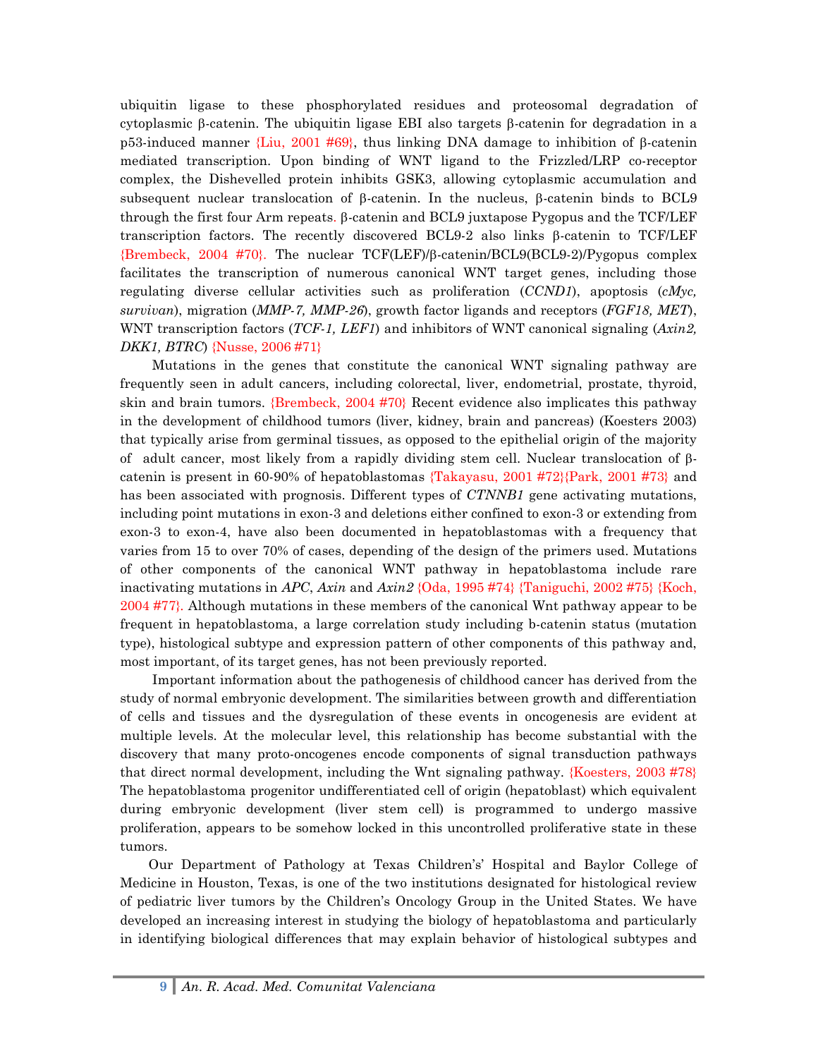ubiquitin ligase to these phosphorylated residues and proteosomal degradation of cytoplasmic β-catenin. The ubiquitin ligase EBI also targets β-catenin for degradation in a p53-induced manner {Liu, 2001 #69}, thus linking DNA damage to inhibition of β-catenin mediated transcription. Upon binding of WNT ligand to the Frizzled/LRP co-receptor complex, the Dishevelled protein inhibits GSK3, allowing cytoplasmic accumulation and subsequent nuclear translocation of β-catenin. In the nucleus, β-catenin binds to BCL9 through the first four Arm repeats. β-catenin and BCL9 juxtapose Pygopus and the TCF/LEF transcription factors. The recently discovered BCL9-2 also links β-catenin to TCF/LEF {Brembeck, 2004 #70}. The nuclear TCF(LEF)/β-catenin/BCL9(BCL9-2)/Pygopus complex facilitates the transcription of numerous canonical WNT target genes, including those regulating diverse cellular activities such as proliferation (*CCND1*), apoptosis (*cMyc, survivan*), migration (*MMP-7, MMP-26*), growth factor ligands and receptors (*FGF18, MET*), WNT transcription factors (*TCF-1, LEF1*) and inhibitors of WNT canonical signaling (*Axin2, DKK1, BTRC*) {Nusse, 2006 #71}

Mutations in the genes that constitute the canonical WNT signaling pathway are frequently seen in adult cancers, including colorectal, liver, endometrial, prostate, thyroid, skin and brain tumors. {Brembeck, 2004 #70} Recent evidence also implicates this pathway in the development of childhood tumors (liver, kidney, brain and pancreas) (Koesters 2003) that typically arise from germinal tissues, as opposed to the epithelial origin of the majority of adult cancer, most likely from a rapidly dividing stem cell. Nuclear translocation of β-catenin is present in 60-90% of hepatoblastomas {Takayasu, 2001 #72}{Park, 2001 #73} and has been associated with prognosis. Different types of *CTNNB1* gene activating mutations, including point mutations in exon-3 and deletions either confined to exon-3 or extending from exon-3 to exon-4, have also been documented in hepatoblastomas with a frequency that varies from 15 to over 70% of cases, depending of the design of the primers used. Mutations of other components of the canonical WNT pathway in hepatoblastoma include rare inactivating mutations in *APC*, *Axin* and *Axin2* {Oda, 1995 #74} {Taniguchi, 2002 #75} {Koch, 2004 #77}. Although mutations in these members of the canonical Wnt pathway appear to be frequent in hepatoblastoma, a large correlation study including b-catenin status (mutation type), histological subtype and expression pattern of other components of this pathway and, most important, of its target genes, has not been previously reported.

Important information about the pathogenesis of childhood cancer has derived from the study of normal embryonic development. The similarities between growth and differentiation of cells and tissues and the dysregulation of these events in oncogenesis are evident at multiple levels. At the molecular level, this relationship has become substantial with the discovery that many proto-oncogenes encode components of signal transduction pathways that direct normal development, including the Wnt signaling pathway. {Koesters, 2003 #78} The hepatoblastoma progenitor undifferentiated cell of origin (hepatoblast) which equivalent during embryonic development (liver stem cell) is programmed to undergo massive proliferation, appears to be somehow locked in this uncontrolled proliferative state in these tumors.

Our Department of Pathology at Texas Children's' Hospital and Baylor College of Medicine in Houston, Texas, is one of the two institutions designated for histological review of pediatric liver tumors by the Children's Oncology Group in the United States. We have developed an increasing interest in studying the biology of hepatoblastoma and particularly in identifying biological differences that may explain behavior of histological subtypes and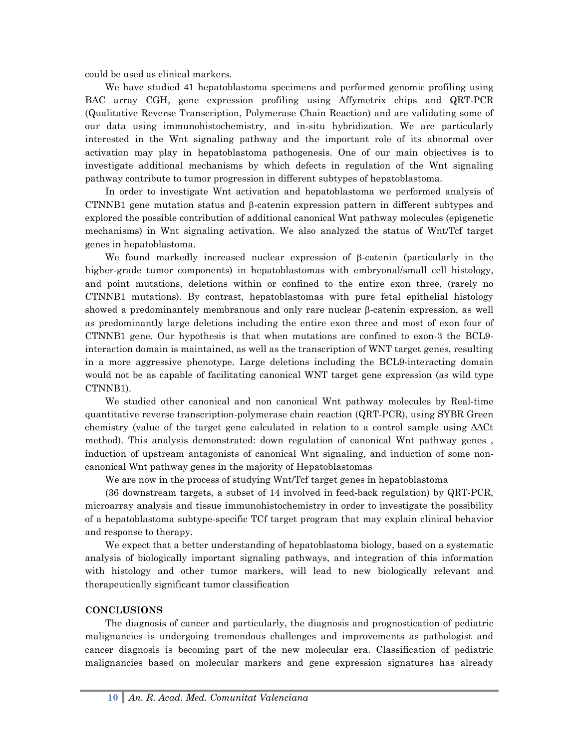could be used as clinical markers.

We have studied 41 hepatoblastoma specimens and performed genomic profiling using BAC array CGH, gene expression profiling using Affymetrix chips and QRT-PCR (Qualitative Reverse Transcription, Polymerase Chain Reaction) and are validating some of our data using immunohistochemistry, and in-situ hybridization. We are particularly interested in the Wnt signaling pathway and the important role of its abnormal over activation may play in hepatoblastoma pathogenesis. One of our main objectives is to investigate additional mechanisms by which defects in regulation of the Wnt signaling pathway contribute to tumor progression in different subtypes of hepatoblastoma.

In order to investigate Wnt activation and hepatoblastoma we performed analysis of CTNNB1 gene mutation status and β-catenin expression pattern in different subtypes and explored the possible contribution of additional canonical Wnt pathway molecules (epigenetic mechanisms) in Wnt signaling activation. We also analyzed the status of Wnt/Tcf target genes in hepatoblastoma.

We found markedly increased nuclear expression of β-catenin (particularly in the higher-grade tumor components) in hepatoblastomas with embryonal/small cell histology, and point mutations, deletions within or confined to the entire exon three, (rarely no CTNNB1 mutations). By contrast, hepatoblastomas with pure fetal epithelial histology showed a predominantely membranous and only rare nuclear β-catenin expression, as well as predominantly large deletions including the entire exon three and most of exon four of CTNNB1 gene. Our hypothesis is that when mutations are confined to exon-3 the BCL9-interaction domain is maintained, as well as the transcription of WNT target genes, resulting in a more aggressive phenotype. Large deletions including the BCL9-interacting domain would not be as capable of facilitating canonical WNT target gene expression (as wild type CTNNB1).

We studied other canonical and non canonical Wnt pathway molecules by Real-time quantitative reverse transcription-polymerase chain reaction (QRT-PCR), using SYBR Green chemistry (value of the target gene calculated in relation to a control sample using ΔΔCt method). This analysis demonstrated: down regulation of canonical Wnt pathway genes , induction of upstream antagonists of canonical Wnt signaling, and induction of some non-canonical Wnt pathway genes in the majority of Hepatoblastomas

We are now in the process of studying Wnt/Tcf target genes in hepatoblastoma

(36 downstream targets, a subset of 14 involved in feed-back regulation) by QRT-PCR, microarray analysis and tissue immunohistochemistry in order to investigate the possibility of a hepatoblastoma subtype-specific TCf target program that may explain clinical behavior and response to therapy.

We expect that a better understanding of hepatoblastoma biology, based on a systematic analysis of biologically important signaling pathways, and integration of this information with histology and other tumor markers, will lead to new biologically relevant and therapeutically significant tumor classification

## CONCLUSIONS

The diagnosis of cancer and particularly, the diagnosis and prognostication of pediatric malignancies is undergoing tremendous challenges and improvements as pathologist and cancer diagnosis is becoming part of the new molecular era. Classification of pediatric malignancies based on molecular markers and gene expression signatures has already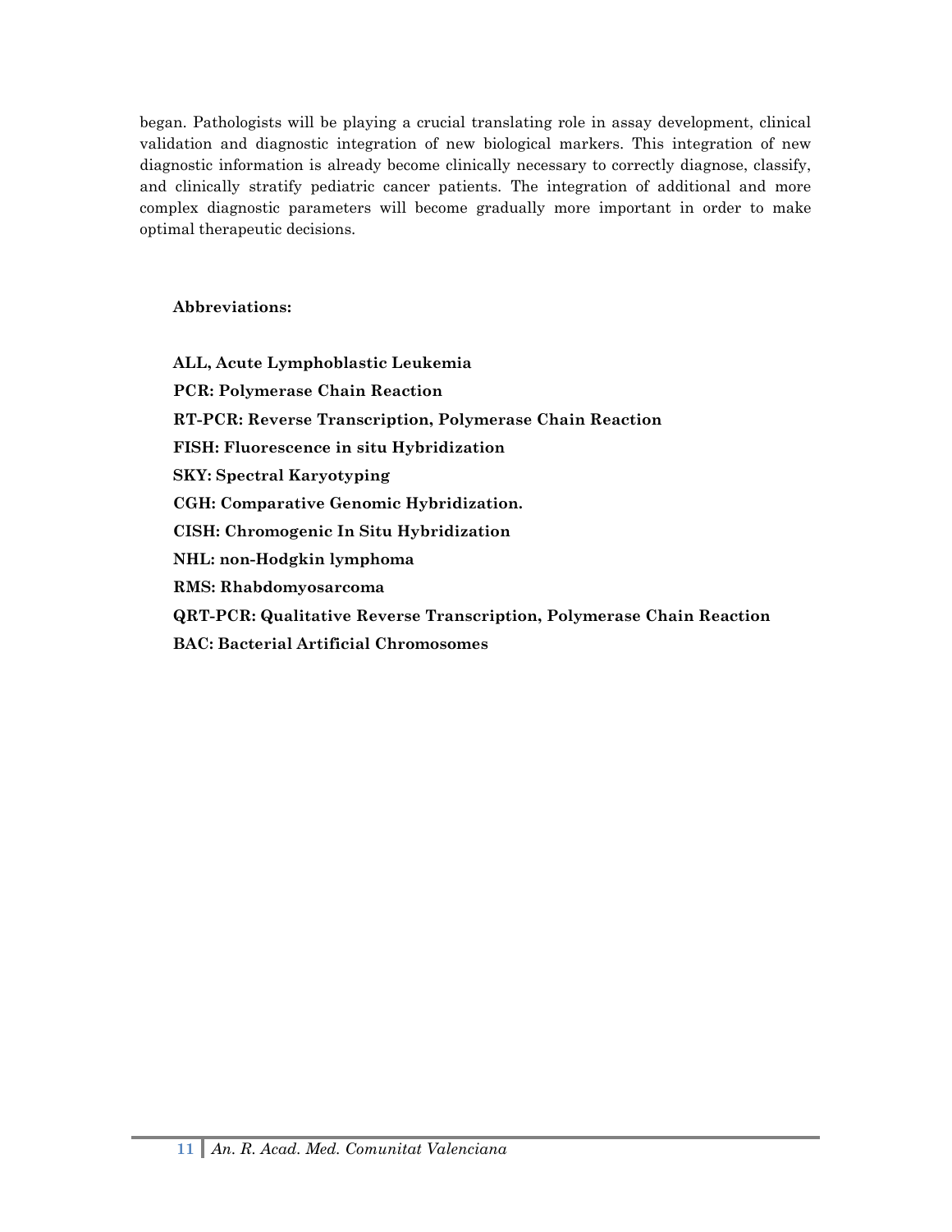began. Pathologists will be playing a crucial translating role in assay development, clinical validation and diagnostic integration of new biological markers. This integration of new diagnostic information is already become clinically necessary to correctly diagnose, classify, and clinically stratify pediatric cancer patients. The integration of additional and more complex diagnostic parameters will become gradually more important in order to make optimal therapeutic decisions.

**Abbreviations:**

**ALL, Acute Lymphoblastic Leukemia**

**PCR: Polymerase Chain Reaction**

**RT-PCR: Reverse Transcription, Polymerase Chain Reaction**

**FISH: Fluorescence in situ Hybridization**

**SKY: Spectral Karyotyping**

**CGH: Comparative Genomic Hybridization.**

**CISH: Chromogenic In Situ Hybridization**

**NHL: non-Hodgkin lymphoma**

**RMS: Rhabdomyosarcoma**

**QRT-PCR: Qualitative Reverse Transcription, Polymerase Chain Reaction**

**BAC: Bacterial Artificial Chromosomes**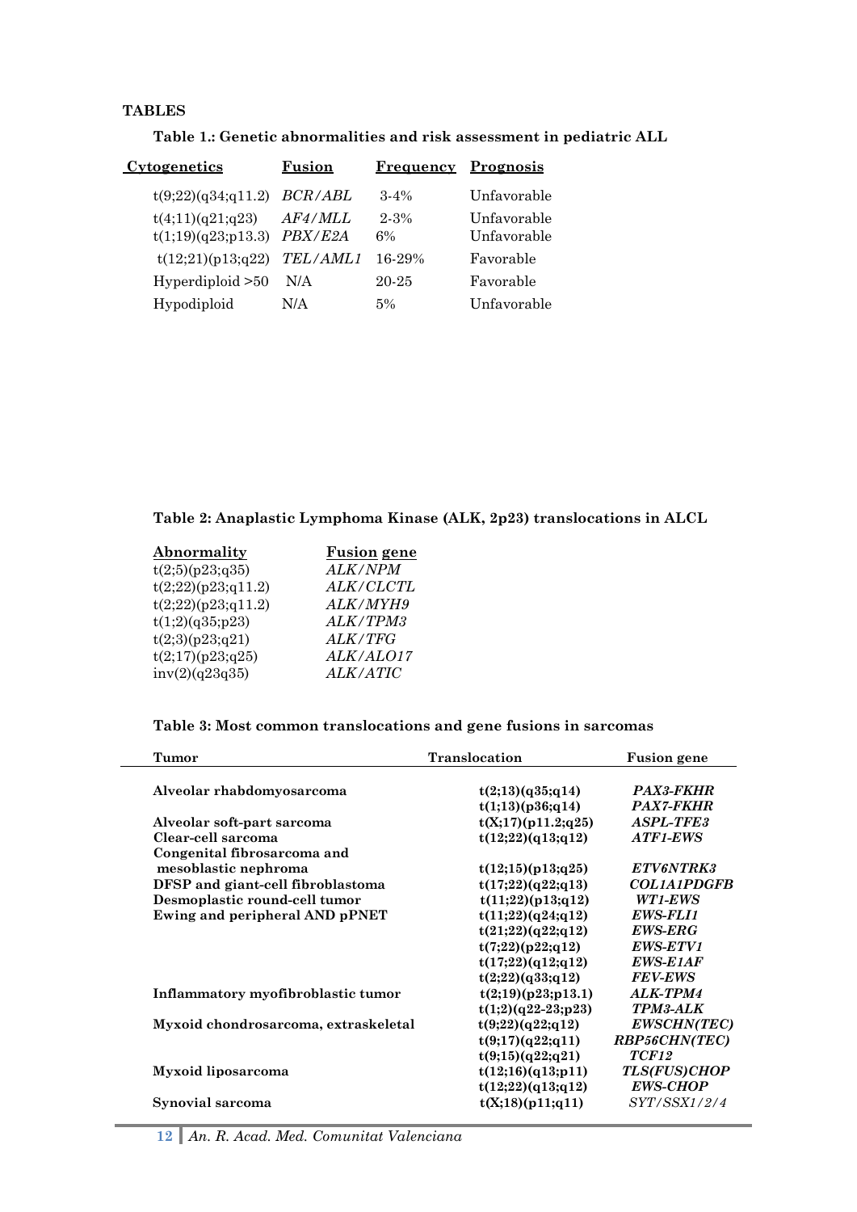**TABLES**

**Table 1.: Genetic abnormalities and risk assessment in pediatric ALL**

| Cytogenetics | Fusion | Frequency | Prognosis |
|---|---|---|---|
| t(9;22)(q34;q11.2) | *BCR/ABL* | 3-4% | Unfavorable |
| t(4;11)(q21;q23) | *AF4/MLL* | 2-3% | Unfavorable |
| t(1;19)(q23;p13.3) | *PBX/E2A* | 6% | Unfavorable |
| t(12;21)(p13;q22) | *TEL/AML1* | 16-29% | Favorable |
| Hyperdiploid >50 | N/A | 20-25 | Favorable |
| Hypodiploid | N/A | 5% | Unfavorable |

**Table 2: Anaplastic Lymphoma Kinase (ALK, 2p23) translocations in ALCL**

| Abnormality | Fusion gene |
|---|---|
| t(2;5)(p23;q35) | *ALK/NPM* |
| t(2;22)(p23;q11.2) | *ALK/CLCTL* |
| t(2;22)(p23;q11.2) | *ALK/MYH9* |
| t(1;2)(q35;p23) | *ALK/TPM3* |
| t(2;3)(p23;q21) | *ALK/TFG* |
| t(2;17)(p23;q25) | *ALK/ALO17* |
| inv(2)(q23q35) | *ALK/ATIC* |

**Table 3: Most common translocations and gene fusions in sarcomas**

| Tumor | Translocation | Fusion gene |
|---|---|---|
| **Alveolar rhabdomyosarcoma** | **t(2;13)(q35;q14)** | ***PAX3-FKHR*** |
| | **t(1;13)(p36;q14)** | ***PAX7-FKHR*** |
| **Alveolar soft-part sarcoma** | **t(X;17)(p11.2;q25)** | ***ASPL-TFE3*** |
| **Clear-cell sarcoma** | **t(12;22)(q13;q12)** | ***ATF1-EWS*** |
| **Congenital fibrosarcoma and mesoblastic nephroma** | **t(12;15)(p13;q25)** | ***ETV6NTRK3*** |
| **DFSP and giant-cell fibroblastoma** | **t(17;22)(q22;q13)** | ***COL1A1PDGFB*** |
| **Desmoplastic round-cell tumor** | **t(11;22)(p13;q12)** | ***WT1-EWS*** |
| **Ewing and peripheral AND pPNET** | **t(11;22)(q24;q12)** | ***EWS-FLI1*** |
| | **t(21;22)(q22;q12)** | ***EWS-ERG*** |
| | **t(7;22)(p22;q12)** | ***EWS-ETV1*** |
| | **t(17;22)(q12;q12)** | ***EWS-E1AF*** |
| | **t(2;22)(q33;q12)** | ***FEV-EWS*** |
| **Inflammatory myofibroblastic tumor** | **t(2;19)(p23;p13.1)** | ***ALK-TPM4*** |
| | **t(1;2)(q22-23;p23)** | ***TPM3-ALK*** |
| **Myxoid chondrosarcoma, extraskeletal** | **t(9;22)(q22;q12)** | ***EWSCHN(TEC)*** |
| | **t(9;17)(q22;q11)** | ***RBP56CHN(TEC)*** |
| | **t(9;15)(q22;q21)** | ***TCF12*** |
| **Myxoid liposarcoma** | **t(12;16)(q13;p11)** | ***TLS(FUS)CHOP*** |
| | **t(12;22)(q13;q12)** | ***EWS-CHOP*** |
| **Synovial sarcoma** | **t(X;18)(p11;q11)** | *SYT/SSX1/2/4* |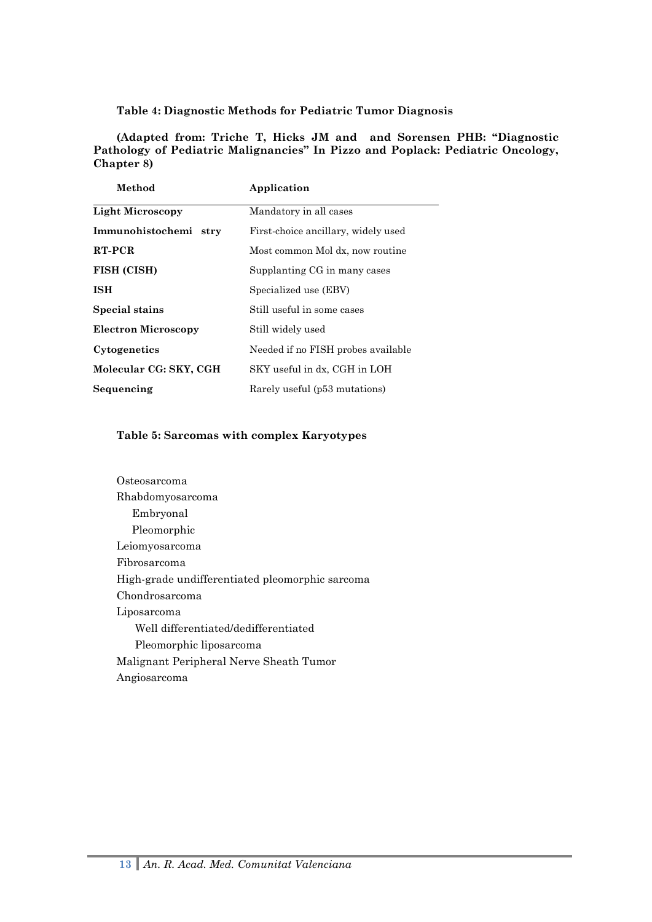**Table 4: Diagnostic Methods for Pediatric Tumor Diagnosis**

**(Adapted from: Triche T, Hicks JM and and Sorensen PHB: "Diagnostic Pathology of Pediatric Malignancies" In Pizzo and Poplack: Pediatric Oncology, Chapter 8)**

| Method | Application |
|---|---|
| **Light Microscopy** | Mandatory in all cases |
| **Immunohistochemi stry** | First-choice ancillary, widely used |
| **RT-PCR** | Most common Mol dx, now routine |
| **FISH (CISH)** | Supplanting CG in many cases |
| **ISH** | Specialized use (EBV) |
| **Special stains** | Still useful in some cases |
| **Electron Microscopy** | Still widely used |
| **Cytogenetics** | Needed if no FISH probes available |
| **Molecular CG: SKY, CGH** | SKY useful in dx, CGH in LOH |
| **Sequencing** | Rarely useful (p53 mutations) |

**Table 5: Sarcomas with complex Karyotypes**

- Osteosarcoma
- Rhabdomyosarcoma
  - Embryonal
  - Pleomorphic
- Leiomyosarcoma
- Fibrosarcoma
- High-grade undifferentiated pleomorphic sarcoma
- Chondrosarcoma
- Liposarcoma
  - Well differentiated/dedifferentiated
  - Pleomorphic liposarcoma
- Malignant Peripheral Nerve Sheath Tumor
- Angiosarcoma